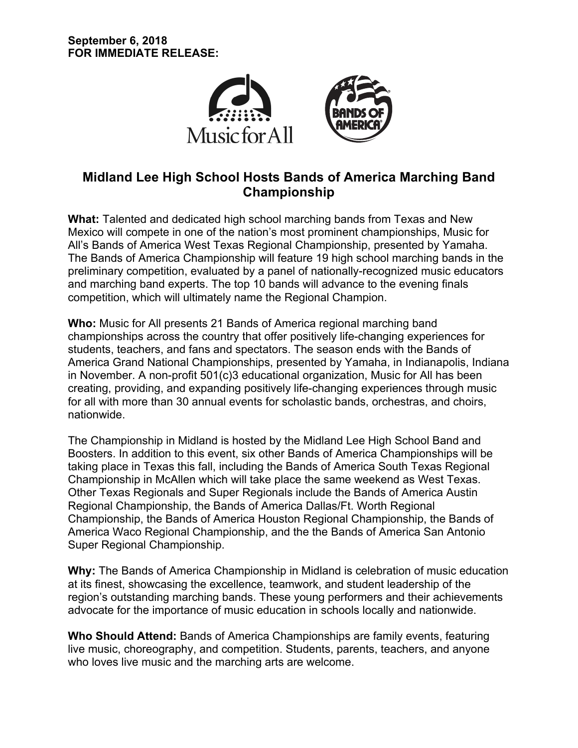**September 6, 2018**
**FOR IMMEDIATE RELEASE:**

# Midland Lee High School Hosts Bands of America Marching Band Championship

**What:** Talented and dedicated high school marching bands from Texas and New Mexico will compete in one of the nation's most prominent championships, Music for All's Bands of America West Texas Regional Championship, presented by Yamaha. The Bands of America Championship will feature 19 high school marching bands in the preliminary competition, evaluated by a panel of nationally-recognized music educators and marching band experts. The top 10 bands will advance to the evening finals competition, which will ultimately name the Regional Champion.

**Who:** Music for All presents 21 Bands of America regional marching band championships across the country that offer positively life-changing experiences for students, teachers, and fans and spectators. The season ends with the Bands of America Grand National Championships, presented by Yamaha, in Indianapolis, Indiana in November. A non-profit 501(c)3 educational organization, Music for All has been creating, providing, and expanding positively life-changing experiences through music for all with more than 30 annual events for scholastic bands, orchestras, and choirs, nationwide.

The Championship in Midland is hosted by the Midland Lee High School Band and Boosters. In addition to this event, six other Bands of America Championships will be taking place in Texas this fall, including the Bands of America South Texas Regional Championship in McAllen which will take place the same weekend as West Texas. Other Texas Regionals and Super Regionals include the Bands of America Austin Regional Championship, the Bands of America Dallas/Ft. Worth Regional Championship, the Bands of America Houston Regional Championship, the Bands of America Waco Regional Championship, and the the Bands of America San Antonio Super Regional Championship.

**Why:** The Bands of America Championship in Midland is celebration of music education at its finest, showcasing the excellence, teamwork, and student leadership of the region's outstanding marching bands. These young performers and their achievements advocate for the importance of music education in schools locally and nationwide.

**Who Should Attend:** Bands of America Championships are family events, featuring live music, choreography, and competition. Students, parents, teachers, and anyone who loves live music and the marching arts are welcome.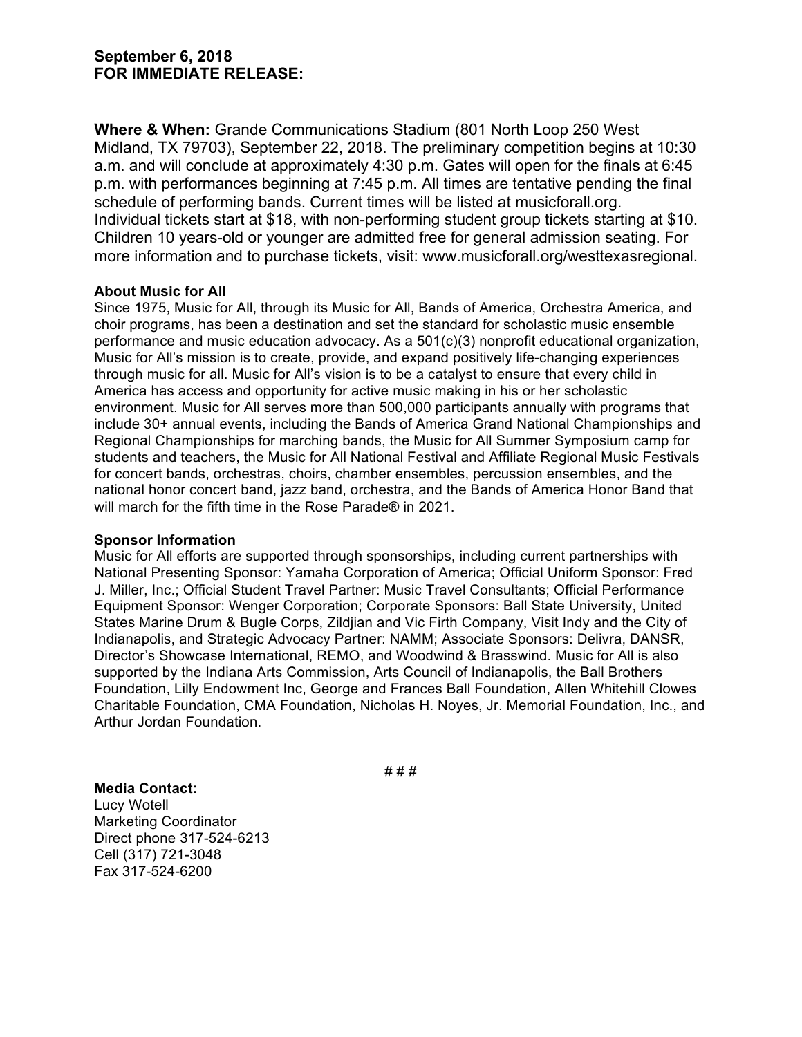**September 6, 2018**
**FOR IMMEDIATE RELEASE:**

**Where & When:** Grande Communications Stadium (801 North Loop 250 West Midland, TX 79703), September 22, 2018. The preliminary competition begins at 10:30 a.m. and will conclude at approximately 4:30 p.m. Gates will open for the finals at 6:45 p.m. with performances beginning at 7:45 p.m. All times are tentative pending the final schedule of performing bands. Current times will be listed at musicforall.org. Individual tickets start at $18, with non-performing student group tickets starting at $10. Children 10 years-old or younger are admitted free for general admission seating. For more information and to purchase tickets, visit: www.musicforall.org/westtexasregional.

**About Music for All**

Since 1975, Music for All, through its Music for All, Bands of America, Orchestra America, and choir programs, has been a destination and set the standard for scholastic music ensemble performance and music education advocacy. As a 501(c)(3) nonprofit educational organization, Music for All's mission is to create, provide, and expand positively life-changing experiences through music for all. Music for All's vision is to be a catalyst to ensure that every child in America has access and opportunity for active music making in his or her scholastic environment. Music for All serves more than 500,000 participants annually with programs that include 30+ annual events, including the Bands of America Grand National Championships and Regional Championships for marching bands, the Music for All Summer Symposium camp for students and teachers, the Music for All National Festival and Affiliate Regional Music Festivals for concert bands, orchestras, choirs, chamber ensembles, percussion ensembles, and the national honor concert band, jazz band, orchestra, and the Bands of America Honor Band that will march for the fifth time in the Rose Parade® in 2021.

**Sponsor Information**

Music for All efforts are supported through sponsorships, including current partnerships with National Presenting Sponsor: Yamaha Corporation of America; Official Uniform Sponsor: Fred J. Miller, Inc.; Official Student Travel Partner: Music Travel Consultants; Official Performance Equipment Sponsor: Wenger Corporation; Corporate Sponsors: Ball State University, United States Marine Drum & Bugle Corps, Zildjian and Vic Firth Company, Visit Indy and the City of Indianapolis, and Strategic Advocacy Partner: NAMM; Associate Sponsors: Delivra, DANSR, Director's Showcase International, REMO, and Woodwind & Brasswind. Music for All is also supported by the Indiana Arts Commission, Arts Council of Indianapolis, the Ball Brothers Foundation, Lilly Endowment Inc, George and Frances Ball Foundation, Allen Whitehill Clowes Charitable Foundation, CMA Foundation, Nicholas H. Noyes, Jr. Memorial Foundation, Inc., and Arthur Jordan Foundation.

# # #

**Media Contact:**
Lucy Wotell
Marketing Coordinator
Direct phone 317-524-6213
Cell (317) 721-3048
Fax 317-524-6200